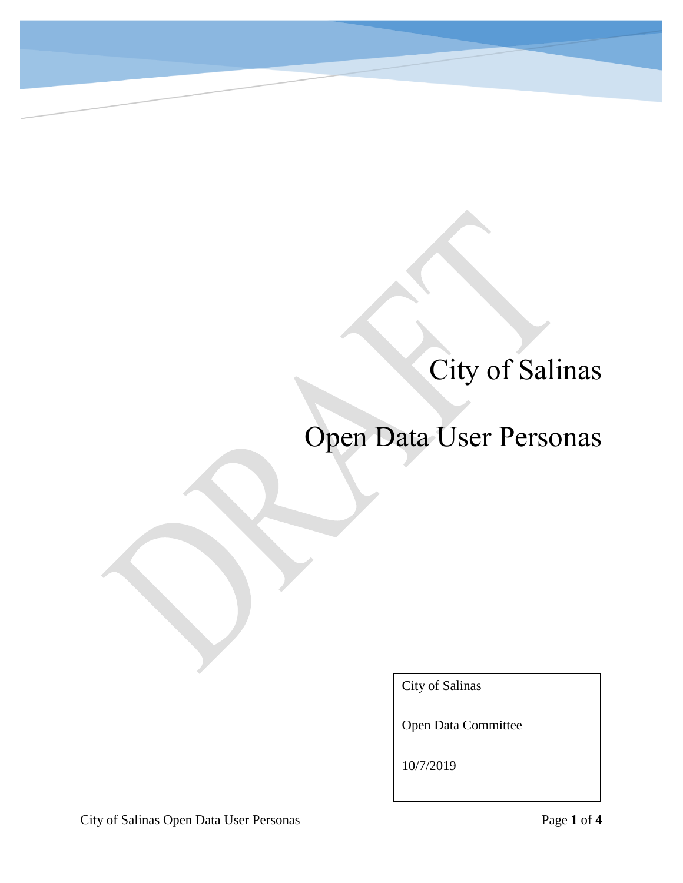# City of Salinas

# Open Data User Personas

City of Salinas

Open Data Committee

10/7/2019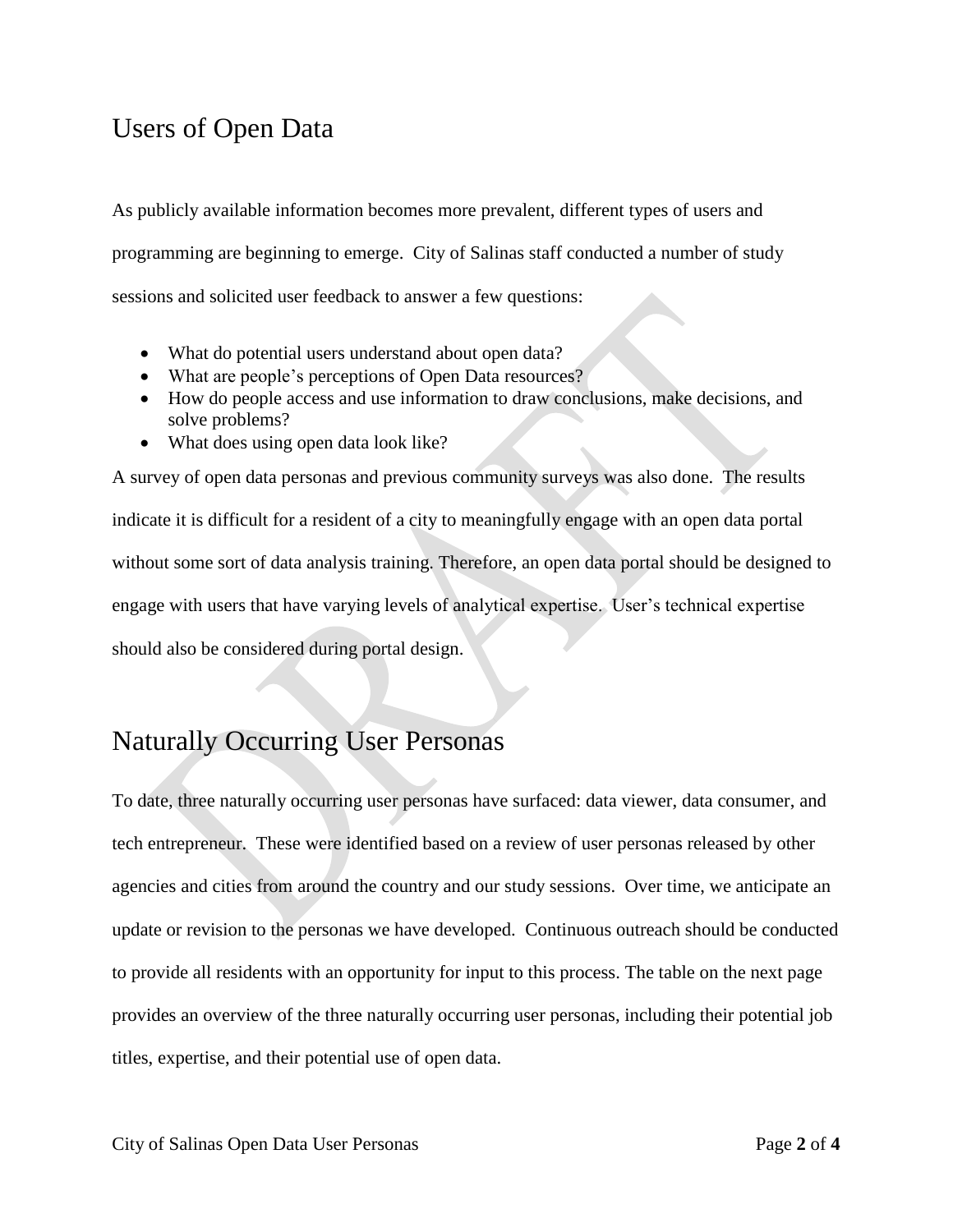## Users of Open Data

As publicly available information becomes more prevalent, different types of users and programming are beginning to emerge. City of Salinas staff conducted a number of study sessions and solicited user feedback to answer a few questions:

- What do potential users understand about open data?
- What are people's perceptions of Open Data resources?
- How do people access and use information to draw conclusions, make decisions, and solve problems?
- What does using open data look like?

A survey of open data personas and previous community surveys was also done. The results indicate it is difficult for a resident of a city to meaningfully engage with an open data portal without some sort of data analysis training. Therefore, an open data portal should be designed to engage with users that have varying levels of analytical expertise. User's technical expertise should also be considered during portal design.

## Naturally Occurring User Personas

To date, three naturally occurring user personas have surfaced: data viewer, data consumer, and tech entrepreneur. These were identified based on a review of user personas released by other agencies and cities from around the country and our study sessions. Over time, we anticipate an update or revision to the personas we have developed. Continuous outreach should be conducted to provide all residents with an opportunity for input to this process. The table on the next page provides an overview of the three naturally occurring user personas, including their potential job titles, expertise, and their potential use of open data.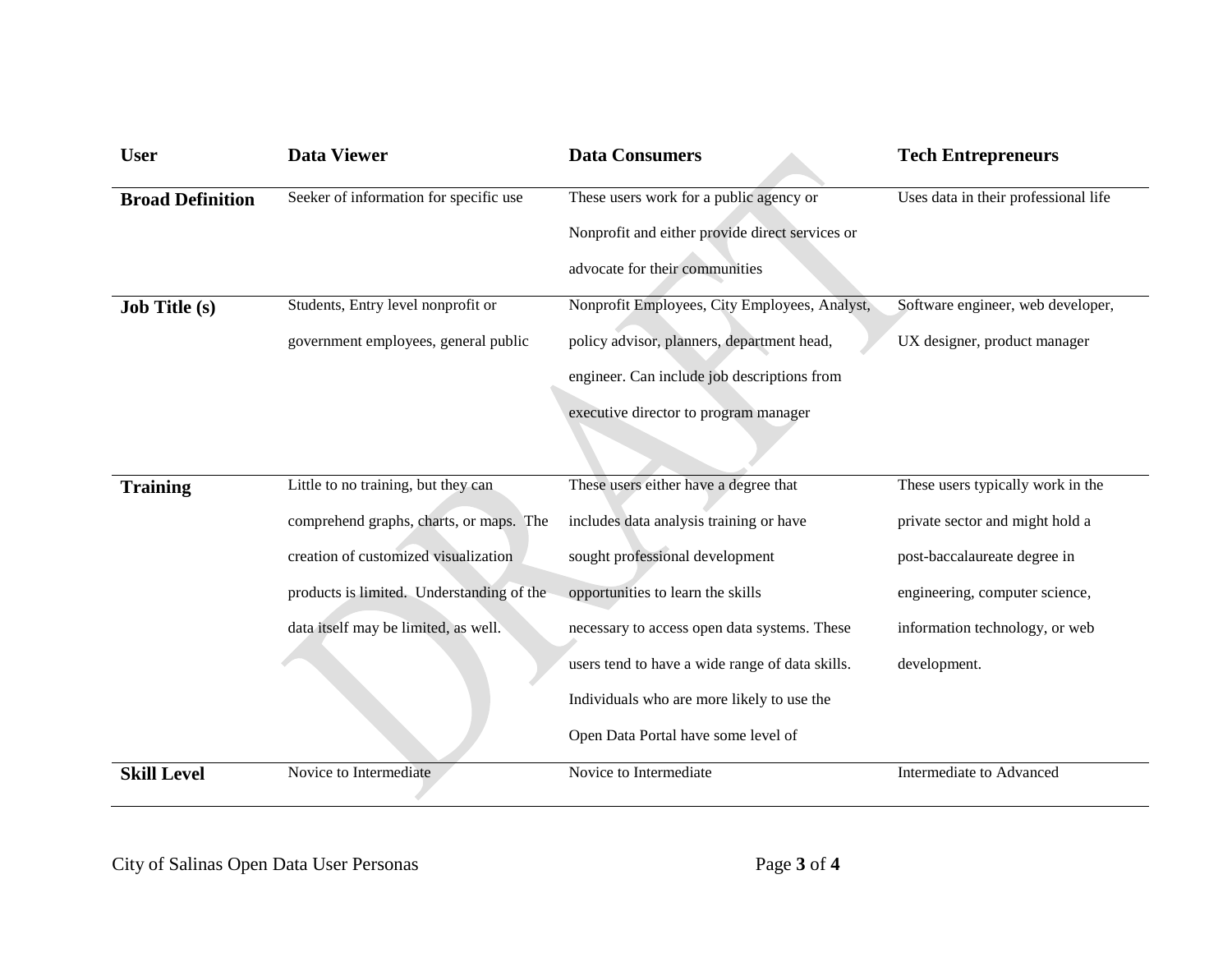| User | Data Viewer | Data Consumers | Tech Entrepreneurs |
|---|---|---|---|
| **Broad Definition** | Seeker of information for specific use | These users work for a public agency or Nonprofit and either provide direct services or advocate for their communities | Uses data in their professional life |
| **Job Title (s)** | Students, Entry level nonprofit or government employees, general public | Nonprofit Employees, City Employees, Analyst, policy advisor, planners, department head, engineer. Can include job descriptions from executive director to program manager | Software engineer, web developer, UX designer, product manager |
| **Training** | Little to no training, but they can comprehend graphs, charts, or maps. The creation of customized visualization products is limited. Understanding of the data itself may be limited, as well. | These users either have a degree that includes data analysis training or have sought professional development opportunities to learn the skills necessary to access open data systems. These users tend to have a wide range of data skills. Individuals who are more likely to use the Open Data Portal have some level of | These users typically work in the private sector and might hold a post-baccalaureate degree in engineering, computer science, information technology, or web development. |
| **Skill Level** | Novice to Intermediate | Novice to Intermediate | Intermediate to Advanced |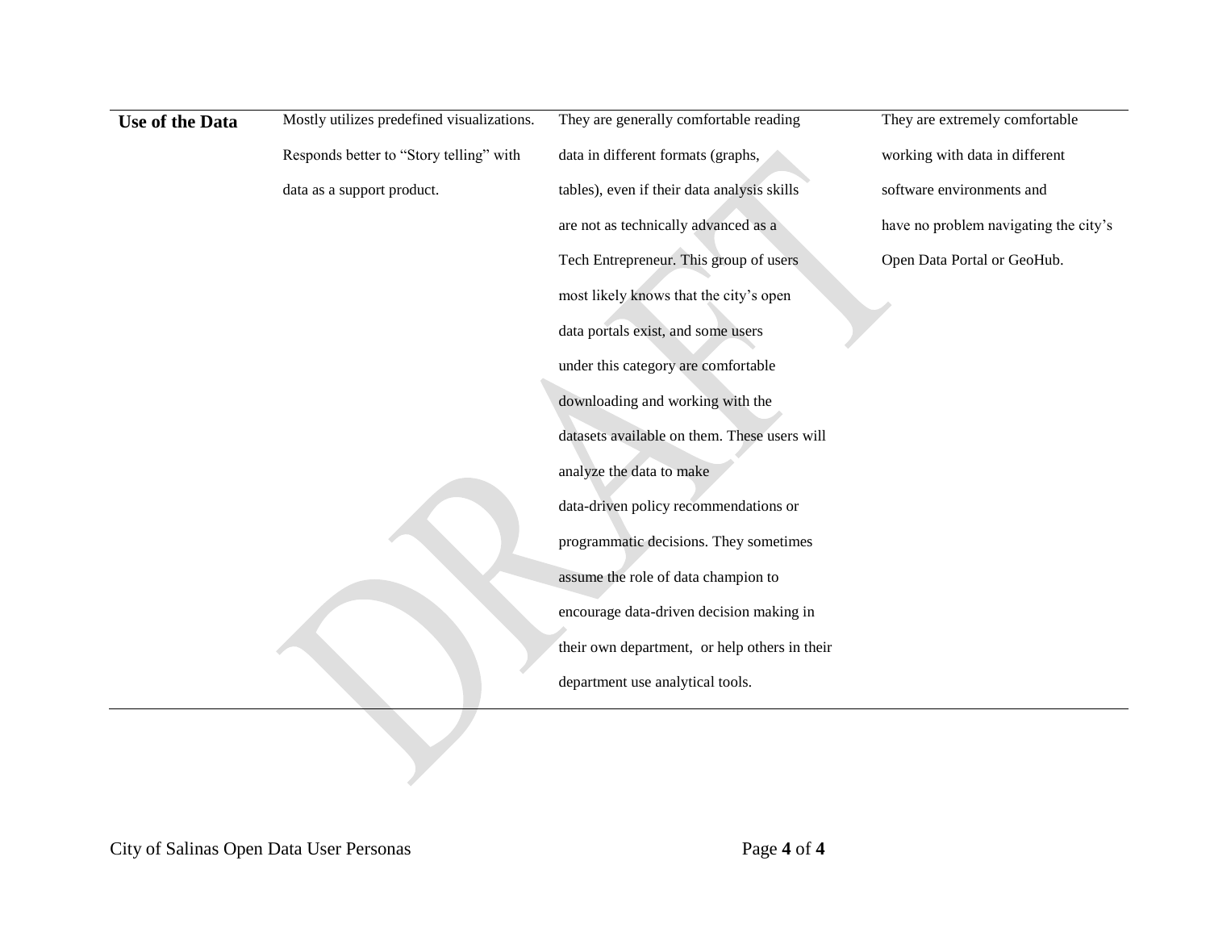| | | | |
|---|---|---|---|
| **Use of the Data** | Mostly utilizes predefined visualizations. Responds better to "Story telling" with data as a support product. | They are generally comfortable reading data in different formats (graphs, tables), even if their data analysis skills are not as technically advanced as a Tech Entrepreneur. This group of users most likely knows that the city's open data portals exist, and some users under this category are comfortable downloading and working with the datasets available on them. These users will analyze the data to make data-driven policy recommendations or programmatic decisions. They sometimes assume the role of data champion to encourage data-driven decision making in their own department, or help others in their department use analytical tools. | They are extremely comfortable working with data in different software environments and have no problem navigating the city's Open Data Portal or GeoHub. |